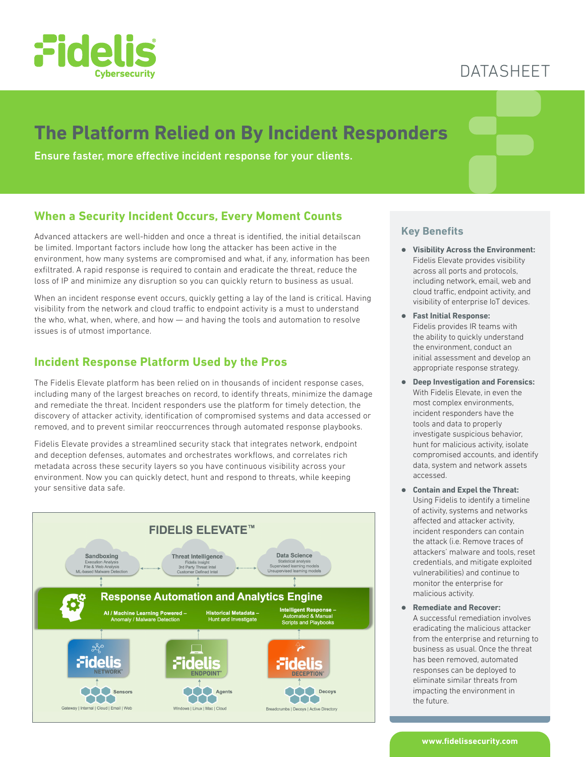DATASHEET

# The Platform Relied on By Incident Responders

Ensure faster, more effective incident response for your clients.

## When a Security Incident Occurs, Every Moment Counts

Advanced attackers are well-hidden and once a threat is identified, the initial detailscan be limited. Important factors include how long the attacker has been active in the environment, how many systems are compromised and what, if any, information has been exfiltrated. A rapid response is required to contain and eradicate the threat, reduce the loss of IP and minimize any disruption so you can quickly return to business as usual.

When an incident response event occurs, quickly getting a lay of the land is critical. Having visibility from the network and cloud traffic to endpoint activity is a must to understand the who, what, when, where, and how — and having the tools and automation to resolve issues is of utmost importance.

## Incident Response Platform Used by the Pros

The Fidelis Elevate platform has been relied on in thousands of incident response cases, including many of the largest breaches on record, to identify threats, minimize the damage and remediate the threat. Incident responders use the platform for timely detection, the discovery of attacker activity, identification of compromised systems and data accessed or removed, and to prevent similar reoccurrences through automated response playbooks.

Fidelis Elevate provides a streamlined security stack that integrates network, endpoint and deception defenses, automates and orchestrates workflows, and correlates rich metadata across these security layers so you have continuous visibility across your environment. Now you can quickly detect, hunt and respond to threats, while keeping your sensitive data safe.

**FIDELIS ELEVATE™**

- **Sandboxing:** Execution Analysis, File & Web Analysis, ML-based Malware Detection
- **Threat Intelligence:** Fidelis Insight, 3rd Party Threat Intel, Customer Defined Intel
- **Data Science:** Statistical analysis, Supervised learning models, Unsupervised learning models

**Response Automation and Analytics Engine**

- AI / Machine Learning Powered – Anomaly / Malware Detection
- Historical Metadata – Hunt and Investigate
- Intelligent Response – Automated & Manual Scripts and Playbooks

- **Fidelis NETWORK™** – Sensors: Gateway | Internal | Cloud | Email | Web
- **Fidelis ENDPOINT™** – Agents: Windows | Linux | Mac | Cloud
- **Fidelis DECEPTION™** – Decoys: Breadcrumbs | Decoys | Active Directory

## Key Benefits

- **Visibility Across the Environment:** Fidelis Elevate provides visibility across all ports and protocols, including network, email, web and cloud traffic, endpoint activity, and visibility of enterprise IoT devices.
- **Fast Initial Response:** Fidelis provides IR teams with the ability to quickly understand the environment, conduct an initial assessment and develop an appropriate response strategy.
- **Deep Investigation and Forensics:** With Fidelis Elevate, in even the most complex environments, incident responders have the tools and data to properly investigate suspicious behavior, hunt for malicious activity, isolate compromised accounts, and identify data, system and network assets accessed.
- **Contain and Expel the Threat:** Using Fidelis to identify a timeline of activity, systems and networks affected and attacker activity, incident responders can contain the attack (i.e. Remove traces of attackers' malware and tools, reset credentials, and mitigate exploited vulnerabilities) and continue to monitor the enterprise for malicious activity.
- **Remediate and Recover:** A successful remediation involves eradicating the malicious attacker from the enterprise and returning to business as usual. Once the threat has been removed, automated responses can be deployed to eliminate similar threats from impacting the environment in the future.

www.fidelissecurity.com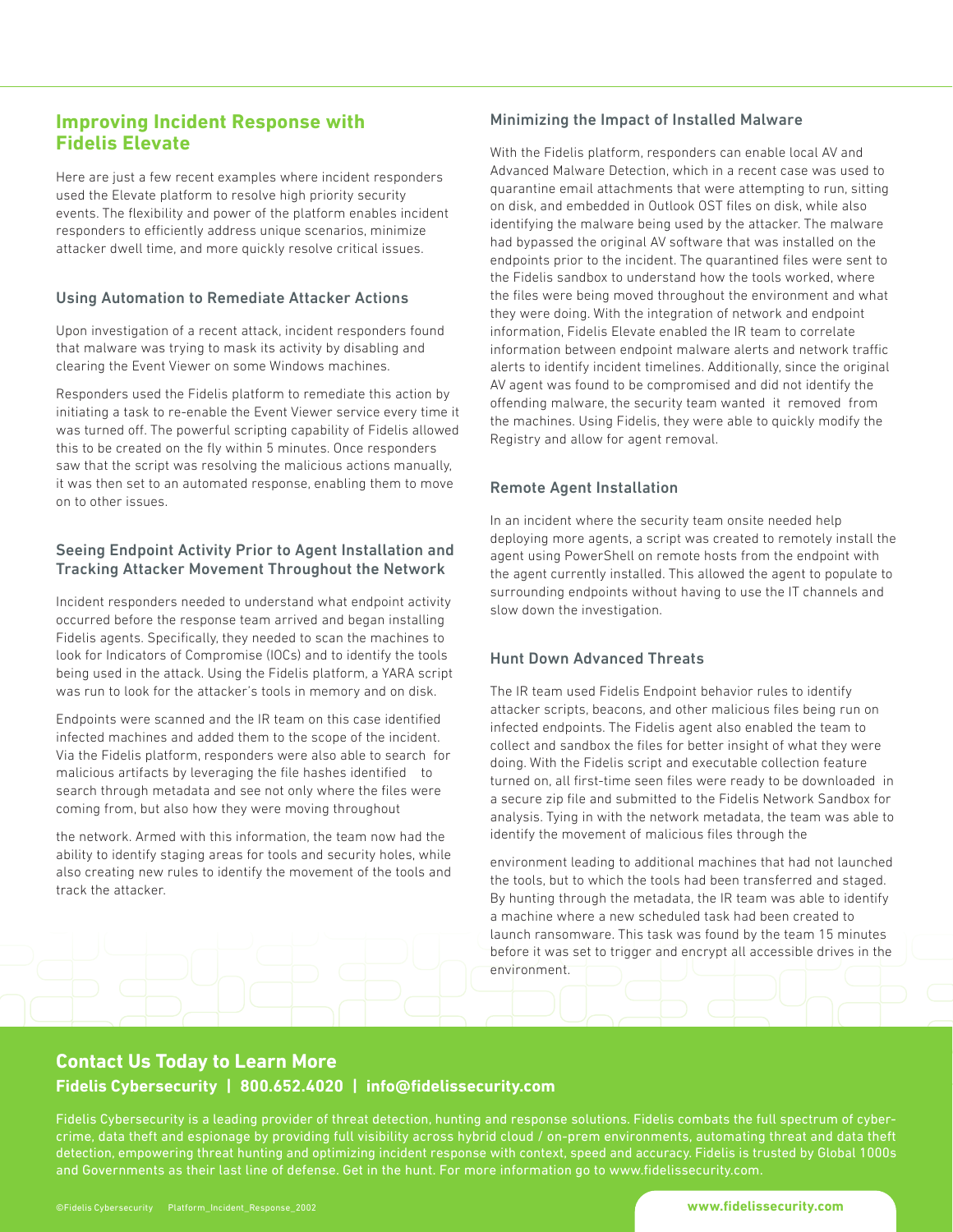## Improving Incident Response with Fidelis Elevate

Here are just a few recent examples where incident responders used the Elevate platform to resolve high priority security events. The flexibility and power of the platform enables incident responders to efficiently address unique scenarios, minimize attacker dwell time, and more quickly resolve critical issues.

### Using Automation to Remediate Attacker Actions

Upon investigation of a recent attack, incident responders found that malware was trying to mask its activity by disabling and clearing the Event Viewer on some Windows machines.

Responders used the Fidelis platform to remediate this action by initiating a task to re-enable the Event Viewer service every time it was turned off. The powerful scripting capability of Fidelis allowed this to be created on the fly within 5 minutes. Once responders saw that the script was resolving the malicious actions manually, it was then set to an automated response, enabling them to move on to other issues.

### Seeing Endpoint Activity Prior to Agent Installation and Tracking Attacker Movement Throughout the Network

Incident responders needed to understand what endpoint activity occurred before the response team arrived and began installing Fidelis agents. Specifically, they needed to scan the machines to look for Indicators of Compromise (IOCs) and to identify the tools being used in the attack. Using the Fidelis platform, a YARA script was run to look for the attacker's tools in memory and on disk.

Endpoints were scanned and the IR team on this case identified infected machines and added them to the scope of the incident. Via the Fidelis platform, responders were also able to search for malicious artifacts by leveraging the file hashes identified to search through metadata and see not only where the files were coming from, but also how they were moving throughout the network. Armed with this information, the team now had the ability to identify staging areas for tools and security holes, while also creating new rules to identify the movement of the tools and track the attacker.

### Minimizing the Impact of Installed Malware

With the Fidelis platform, responders can enable local AV and Advanced Malware Detection, which in a recent case was used to quarantine email attachments that were attempting to run, sitting on disk, and embedded in Outlook OST files on disk, while also identifying the malware being used by the attacker. The malware had bypassed the original AV software that was installed on the endpoints prior to the incident. The quarantined files were sent to the Fidelis sandbox to understand how the tools worked, where the files were being moved throughout the environment and what they were doing. With the integration of network and endpoint information, Fidelis Elevate enabled the IR team to correlate information between endpoint malware alerts and network traffic alerts to identify incident timelines. Additionally, since the original AV agent was found to be compromised and did not identify the offending malware, the security team wanted it removed from the machines. Using Fidelis, they were able to quickly modify the Registry and allow for agent removal.

### Remote Agent Installation

In an incident where the security team onsite needed help deploying more agents, a script was created to remotely install the agent using PowerShell on remote hosts from the endpoint with the agent currently installed. This allowed the agent to populate to surrounding endpoints without having to use the IT channels and slow down the investigation.

### Hunt Down Advanced Threats

The IR team used Fidelis Endpoint behavior rules to identify attacker scripts, beacons, and other malicious files being run on infected endpoints. The Fidelis agent also enabled the team to collect and sandbox the files for better insight of what they were doing. With the Fidelis script and executable collection feature turned on, all first-time seen files were ready to be downloaded in a secure zip file and submitted to the Fidelis Network Sandbox for analysis. Tying in with the network metadata, the team was able to identify the movement of malicious files through the environment leading to additional machines that had not launched the tools, but to which the tools had been transferred and staged. By hunting through the metadata, the IR team was able to identify a machine where a new scheduled task had been created to launch ransomware. This task was found by the team 15 minutes before it was set to trigger and encrypt all accessible drives in the environment.

## Contact Us Today to Learn More

**Fidelis Cybersecurity | 800.652.4020 | info@fidelissecurity.com**

Fidelis Cybersecurity is a leading provider of threat detection, hunting and response solutions. Fidelis combats the full spectrum of cyber-crime, data theft and espionage by providing full visibility across hybrid cloud / on-prem environments, automating threat and data theft detection, empowering threat hunting and optimizing incident response with context, speed and accuracy. Fidelis is trusted by Global 1000s and Governments as their last line of defense. Get in the hunt. For more information go to www.fidelissecurity.com.

©Fidelis Cybersecurity Platform_Incident_Response_2002

**www.fidelissecurity.com**